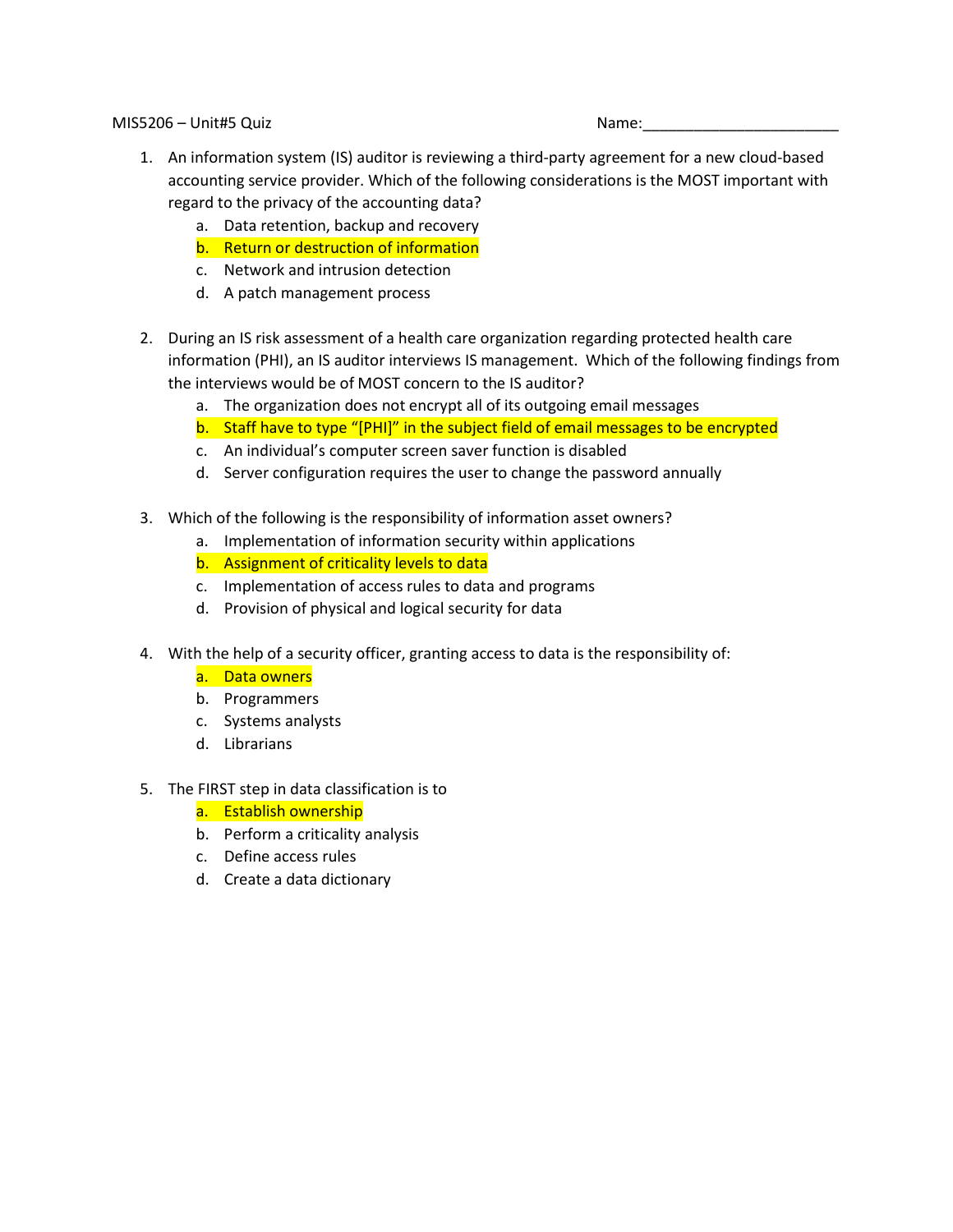MIS5206 – Unit#5 Quiz Name:_______________________

1. An information system (IS) auditor is reviewing a third-party agreement for a new cloud-based accounting service provider. Which of the following considerations is the MOST important with regard to the privacy of the accounting data?
   a. Data retention, backup and recovery
   b. Return or destruction of information
   c. Network and intrusion detection
   d. A patch management process

2. During an IS risk assessment of a health care organization regarding protected health care information (PHI), an IS auditor interviews IS management. Which of the following findings from the interviews would be of MOST concern to the IS auditor?
   a. The organization does not encrypt all of its outgoing email messages
   b. Staff have to type "[PHI]" in the subject field of email messages to be encrypted
   c. An individual's computer screen saver function is disabled
   d. Server configuration requires the user to change the password annually

3. Which of the following is the responsibility of information asset owners?
   a. Implementation of information security within applications
   b. Assignment of criticality levels to data
   c. Implementation of access rules to data and programs
   d. Provision of physical and logical security for data

4. With the help of a security officer, granting access to data is the responsibility of:
   a. Data owners
   b. Programmers
   c. Systems analysts
   d. Librarians

5. The FIRST step in data classification is to
   a. Establish ownership
   b. Perform a criticality analysis
   c. Define access rules
   d. Create a data dictionary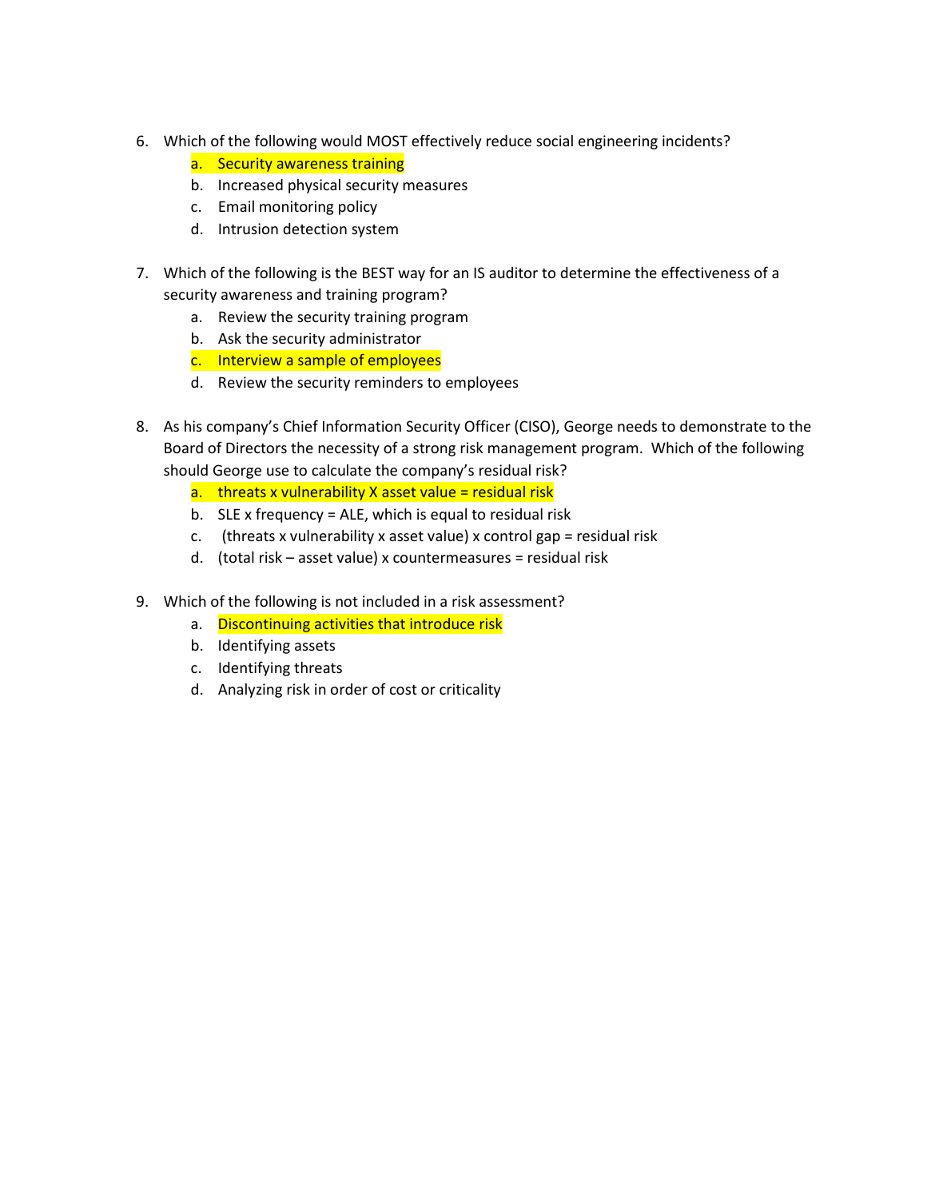6. Which of the following would MOST effectively reduce social engineering incidents?
    a. ==Security awareness training==
    b. Increased physical security measures
    c. Email monitoring policy
    d. Intrusion detection system

7. Which of the following is the BEST way for an IS auditor to determine the effectiveness of a security awareness and training program?
    a. Review the security training program
    b. Ask the security administrator
    c. ==Interview a sample of employees==
    d. Review the security reminders to employees

8. As his company's Chief Information Security Officer (CISO), George needs to demonstrate to the Board of Directors the necessity of a strong risk management program. Which of the following should George use to calculate the company's residual risk?
    a. ==threats x vulnerability X asset value = residual risk==
    b. SLE x frequency = ALE, which is equal to residual risk
    c. (threats x vulnerability x asset value) x control gap = residual risk
    d. (total risk – asset value) x countermeasures = residual risk

9. Which of the following is not included in a risk assessment?
    a. ==Discontinuing activities that introduce risk==
    b. Identifying assets
    c. Identifying threats
    d. Analyzing risk in order of cost or criticality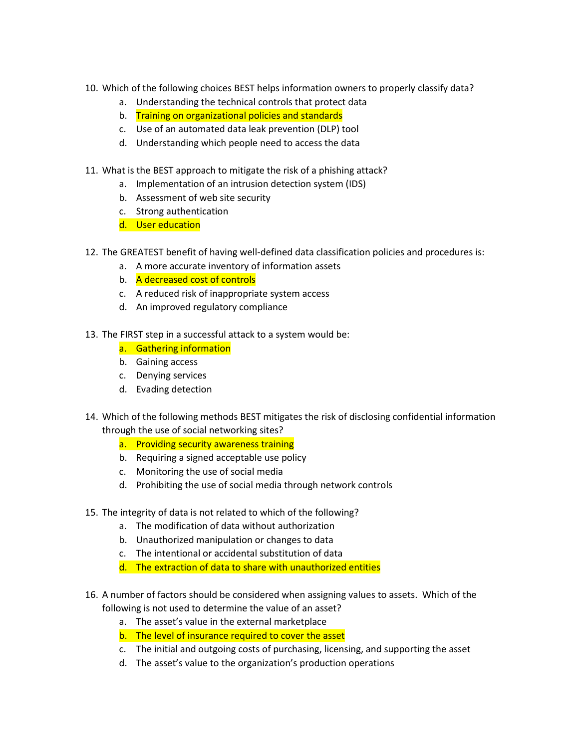10. Which of the following choices BEST helps information owners to properly classify data?
    a. Understanding the technical controls that protect data
    b. Training on organizational policies and standards
    c. Use of an automated data leak prevention (DLP) tool
    d. Understanding which people need to access the data

11. What is the BEST approach to mitigate the risk of a phishing attack?
    a. Implementation of an intrusion detection system (IDS)
    b. Assessment of web site security
    c. Strong authentication
    d. User education

12. The GREATEST benefit of having well-defined data classification policies and procedures is:
    a. A more accurate inventory of information assets
    b. A decreased cost of controls
    c. A reduced risk of inappropriate system access
    d. An improved regulatory compliance

13. The FIRST step in a successful attack to a system would be:
    a. Gathering information
    b. Gaining access
    c. Denying services
    d. Evading detection

14. Which of the following methods BEST mitigates the risk of disclosing confidential information through the use of social networking sites?
    a. Providing security awareness training
    b. Requiring a signed acceptable use policy
    c. Monitoring the use of social media
    d. Prohibiting the use of social media through network controls

15. The integrity of data is not related to which of the following?
    a. The modification of data without authorization
    b. Unauthorized manipulation or changes to data
    c. The intentional or accidental substitution of data
    d. The extraction of data to share with unauthorized entities

16. A number of factors should be considered when assigning values to assets. Which of the following is not used to determine the value of an asset?
    a. The asset's value in the external marketplace
    b. The level of insurance required to cover the asset
    c. The initial and outgoing costs of purchasing, licensing, and supporting the asset
    d. The asset's value to the organization's production operations